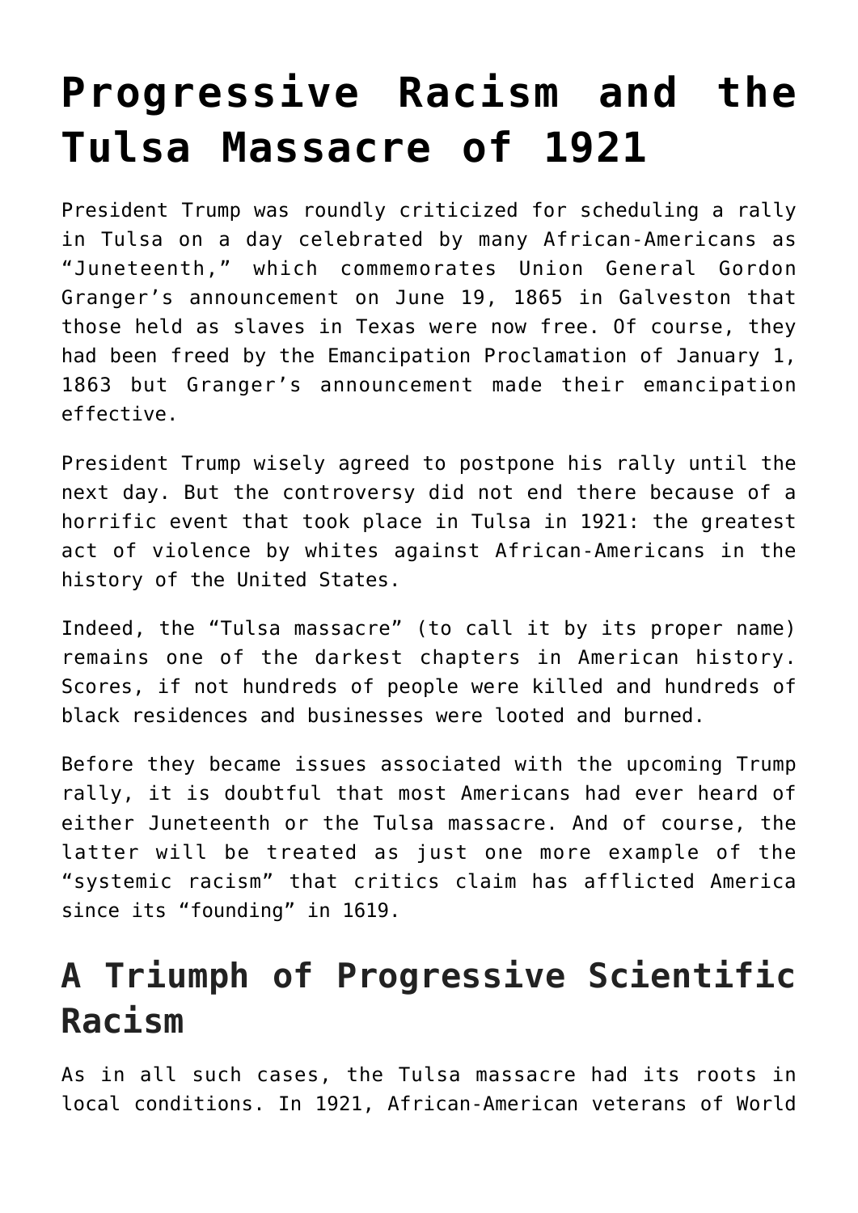# Progressive Racism and the Tulsa Massacre of 1921

President Trump was roundly criticized for scheduling a rally in Tulsa on a day celebrated by many African-Americans as "Juneteenth," which commemorates Union General Gordon Granger's announcement on June 19, 1865 in Galveston that those held as slaves in Texas were now free. Of course, they had been freed by the Emancipation Proclamation of January 1, 1863 but Granger's announcement made their emancipation effective.

President Trump wisely agreed to postpone his rally until the next day. But the controversy did not end there because of a horrific event that took place in Tulsa in 1921: the greatest act of violence by whites against African-Americans in the history of the United States.

Indeed, the "Tulsa massacre" (to call it by its proper name) remains one of the darkest chapters in American history. Scores, if not hundreds of people were killed and hundreds of black residences and businesses were looted and burned.

Before they became issues associated with the upcoming Trump rally, it is doubtful that most Americans had ever heard of either Juneteenth or the Tulsa massacre. And of course, the latter will be treated as just one more example of the "systemic racism" that critics claim has afflicted America since its "founding" in 1619.

## A Triumph of Progressive Scientific Racism

As in all such cases, the Tulsa massacre had its roots in local conditions. In 1921, African-American veterans of World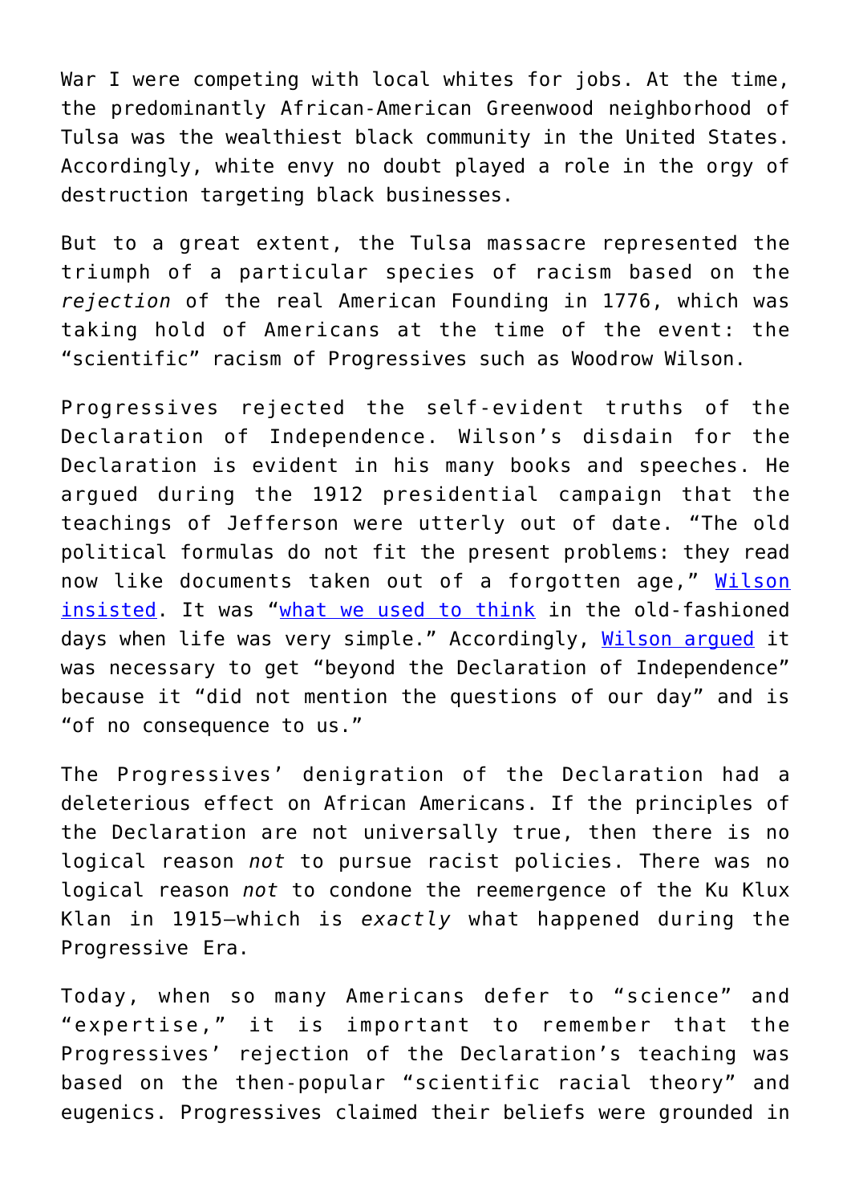War I were competing with local whites for jobs. At the time, the predominantly African-American Greenwood neighborhood of Tulsa was the wealthiest black community in the United States. Accordingly, white envy no doubt played a role in the orgy of destruction targeting black businesses.

But to a great extent, the Tulsa massacre represented the triumph of a particular species of racism based on the *rejection* of the real American Founding in 1776, which was taking hold of Americans at the time of the event: the "scientific" racism of Progressives such as Woodrow Wilson.

Progressives rejected the self-evident truths of the Declaration of Independence. Wilson's disdain for the Declaration is evident in his many books and speeches. He argued during the 1912 presidential campaign that the teachings of Jefferson were utterly out of date. "The old political formulas do not fit the present problems: they read now like documents taken out of a forgotten age," Wilson insisted. It was "what we used to think in the old-fashioned days when life was very simple." Accordingly, Wilson argued it was necessary to get "beyond the Declaration of Independence" because it "did not mention the questions of our day" and is "of no consequence to us."

The Progressives' denigration of the Declaration had a deleterious effect on African Americans. If the principles of the Declaration are not universally true, then there is no logical reason *not* to pursue racist policies. There was no logical reason *not* to condone the reemergence of the Ku Klux Klan in 1915—which is *exactly* what happened during the Progressive Era.

Today, when so many Americans defer to "science" and "expertise," it is important to remember that the Progressives' rejection of the Declaration's teaching was based on the then-popular "scientific racial theory" and eugenics. Progressives claimed their beliefs were grounded in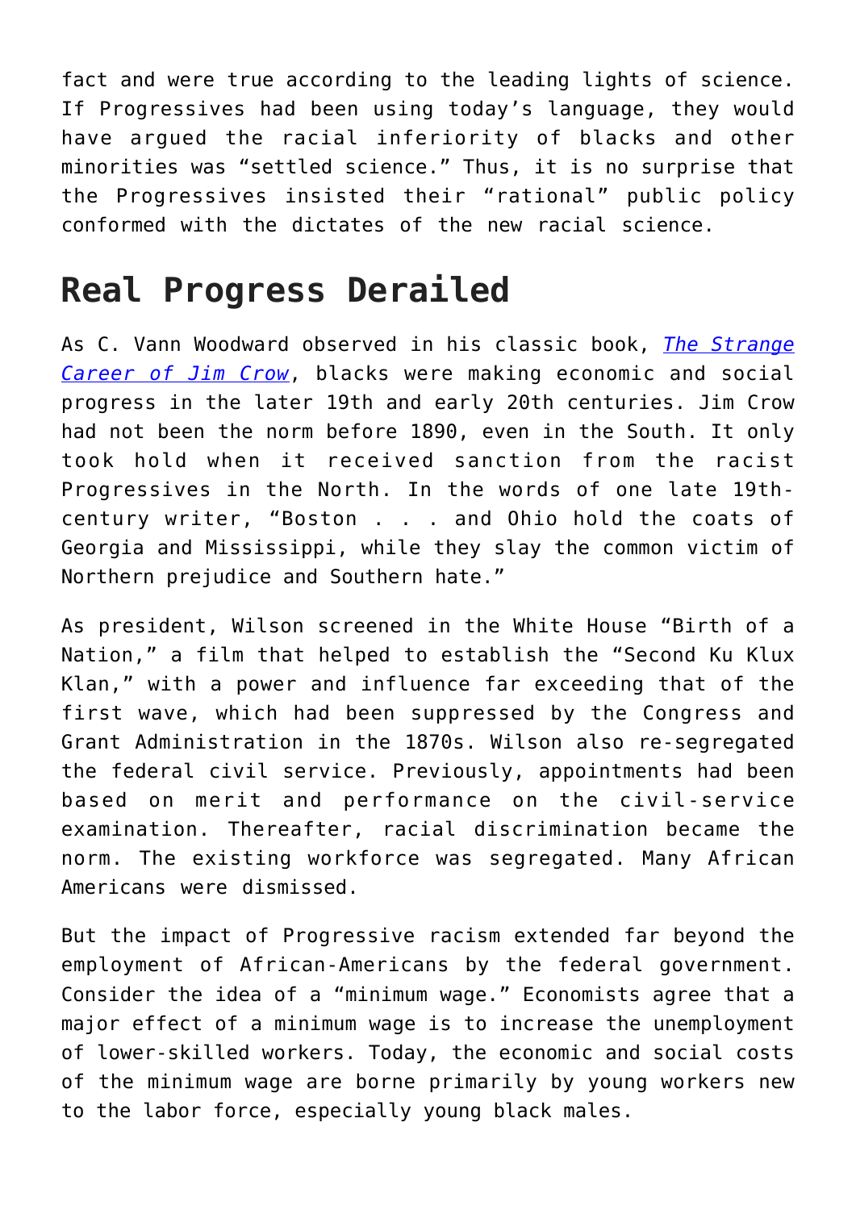fact and were true according to the leading lights of science. If Progressives had been using today's language, they would have argued the racial inferiority of blacks and other minorities was "settled science." Thus, it is no surprise that the Progressives insisted their "rational" public policy conformed with the dictates of the new racial science.

## Real Progress Derailed

As C. Vann Woodward observed in his classic book, *The Strange Career of Jim Crow*, blacks were making economic and social progress in the later 19th and early 20th centuries. Jim Crow had not been the norm before 1890, even in the South. It only took hold when it received sanction from the racist Progressives in the North. In the words of one late 19th-century writer, "Boston . . . and Ohio hold the coats of Georgia and Mississippi, while they slay the common victim of Northern prejudice and Southern hate."

As president, Wilson screened in the White House "Birth of a Nation," a film that helped to establish the "Second Ku Klux Klan," with a power and influence far exceeding that of the first wave, which had been suppressed by the Congress and Grant Administration in the 1870s. Wilson also re-segregated the federal civil service. Previously, appointments had been based on merit and performance on the civil-service examination. Thereafter, racial discrimination became the norm. The existing workforce was segregated. Many African Americans were dismissed.

But the impact of Progressive racism extended far beyond the employment of African-Americans by the federal government. Consider the idea of a "minimum wage." Economists agree that a major effect of a minimum wage is to increase the unemployment of lower-skilled workers. Today, the economic and social costs of the minimum wage are borne primarily by young workers new to the labor force, especially young black males.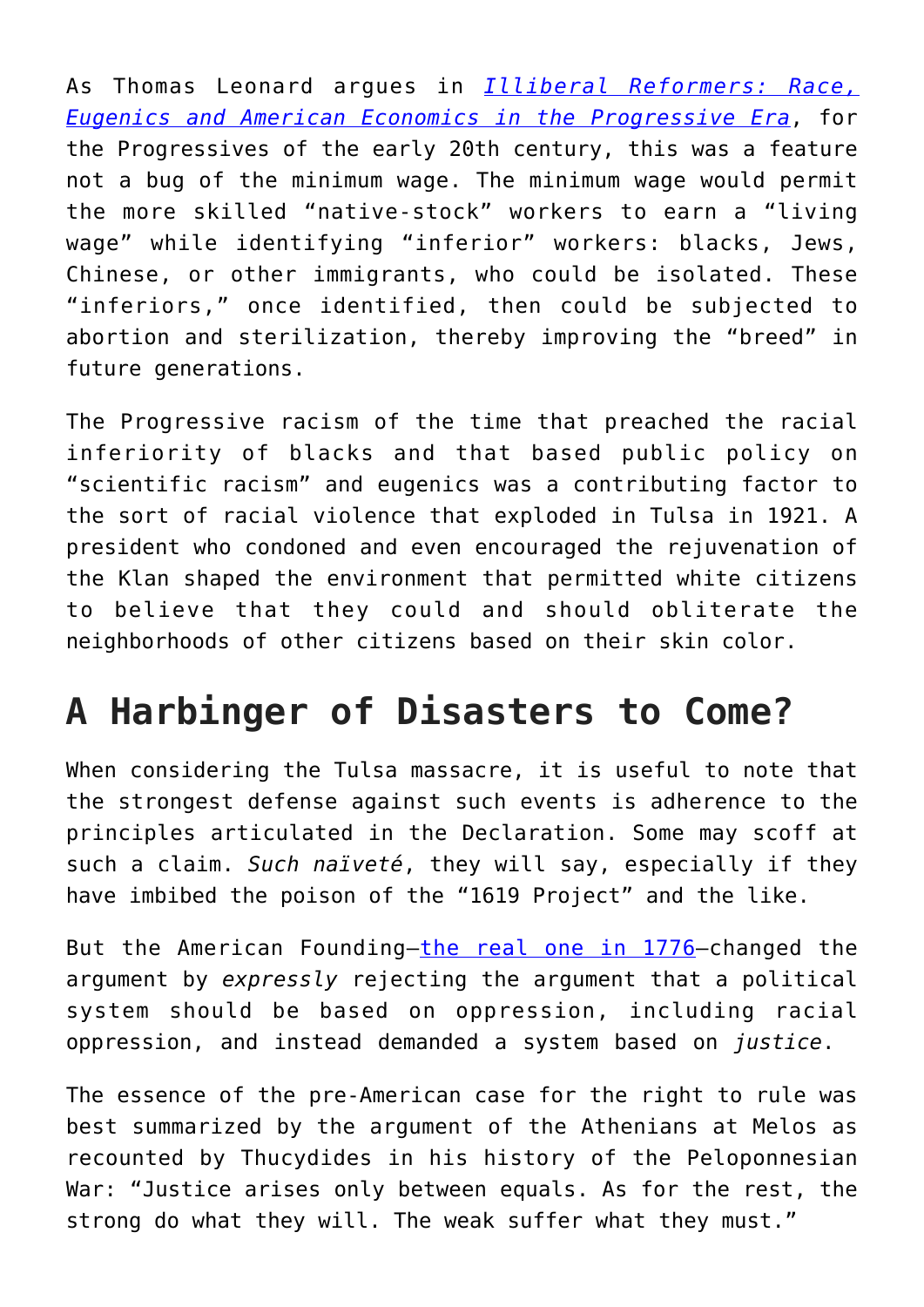As Thomas Leonard argues in *Illiberal Reformers: Race, Eugenics and American Economics in the Progressive Era*, for the Progressives of the early 20th century, this was a feature not a bug of the minimum wage. The minimum wage would permit the more skilled "native-stock" workers to earn a "living wage" while identifying "inferior" workers: blacks, Jews, Chinese, or other immigrants, who could be isolated. These "inferiors," once identified, then could be subjected to abortion and sterilization, thereby improving the "breed" in future generations.

The Progressive racism of the time that preached the racial inferiority of blacks and that based public policy on "scientific racism" and eugenics was a contributing factor to the sort of racial violence that exploded in Tulsa in 1921. A president who condoned and even encouraged the rejuvenation of the Klan shaped the environment that permitted white citizens to believe that they could and should obliterate the neighborhoods of other citizens based on their skin color.

## A Harbinger of Disasters to Come?

When considering the Tulsa massacre, it is useful to note that the strongest defense against such events is adherence to the principles articulated in the Declaration. Some may scoff at such a claim. *Such naïveté*, they will say, especially if they have imbibed the poison of the "1619 Project" and the like.

But the American Founding—the real one in 1776—changed the argument by *expressly* rejecting the argument that a political system should be based on oppression, including racial oppression, and instead demanded a system based on *justice*.

The essence of the pre-American case for the right to rule was best summarized by the argument of the Athenians at Melos as recounted by Thucydides in his history of the Peloponnesian War: "Justice arises only between equals. As for the rest, the strong do what they will. The weak suffer what they must."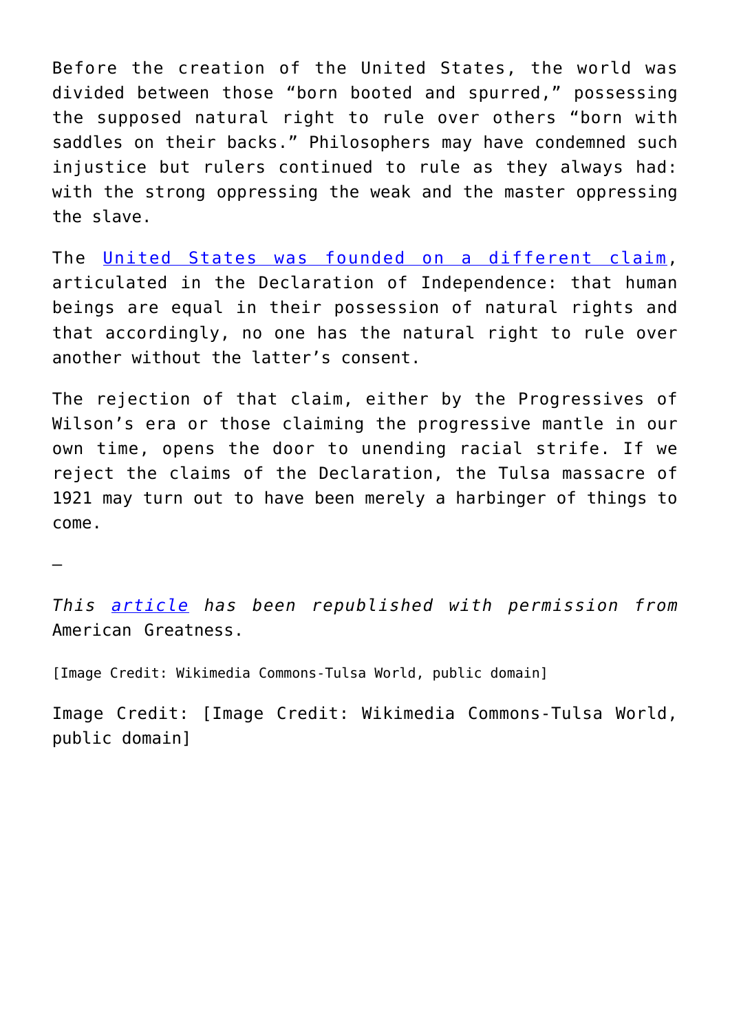Before the creation of the United States, the world was divided between those "born booted and spurred," possessing the supposed natural right to rule over others "born with saddles on their backs." Philosophers may have condemned such injustice but rulers continued to rule as they always had: with the strong oppressing the weak and the master oppressing the slave.

The United States was founded on a different claim, articulated in the Declaration of Independence: that human beings are equal in their possession of natural rights and that accordingly, no one has the natural right to rule over another without the latter's consent.

The rejection of that claim, either by the Progressives of Wilson's era or those claiming the progressive mantle in our own time, opens the door to unending racial strife. If we reject the claims of the Declaration, the Tulsa massacre of 1921 may turn out to have been merely a harbinger of things to come.

—

*This article has been republished with permission from* American Greatness.

[Image Credit: Wikimedia Commons-Tulsa World, public domain]

Image Credit: [Image Credit: Wikimedia Commons-Tulsa World, public domain]